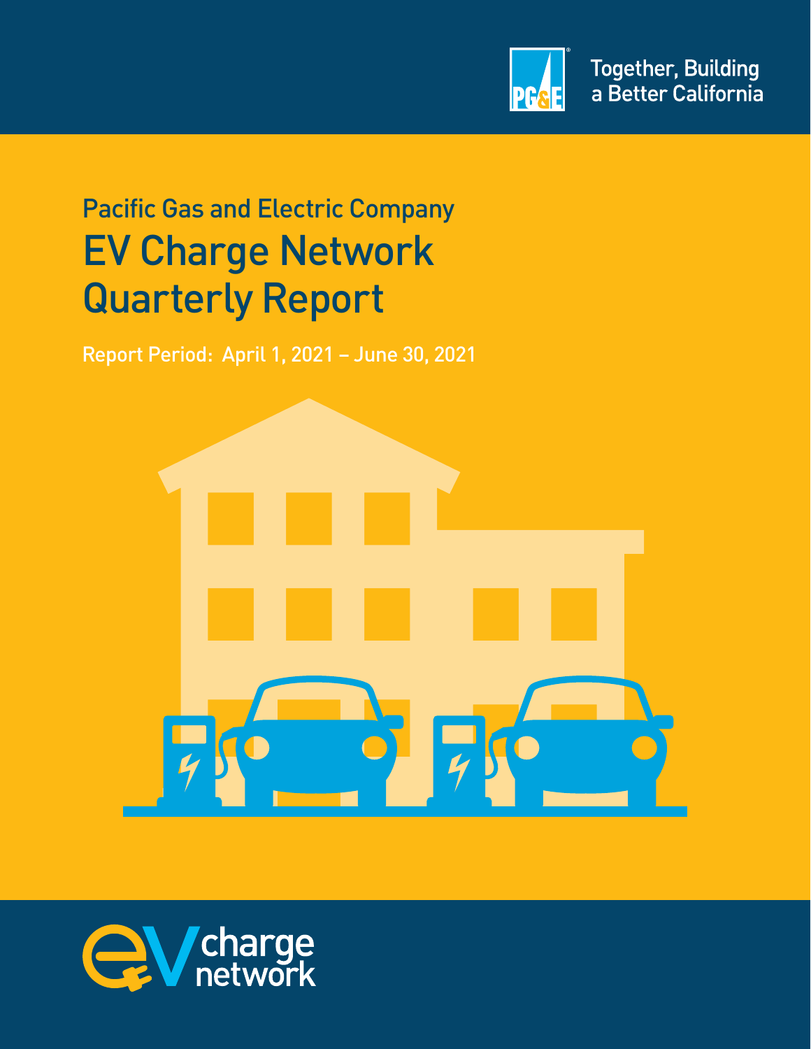Together, Building a Better California

Pacific Gas and Electric Company

# EV Charge Network Quarterly Report

Report Period: April 1, 2021 – June 30, 2021

EV charge network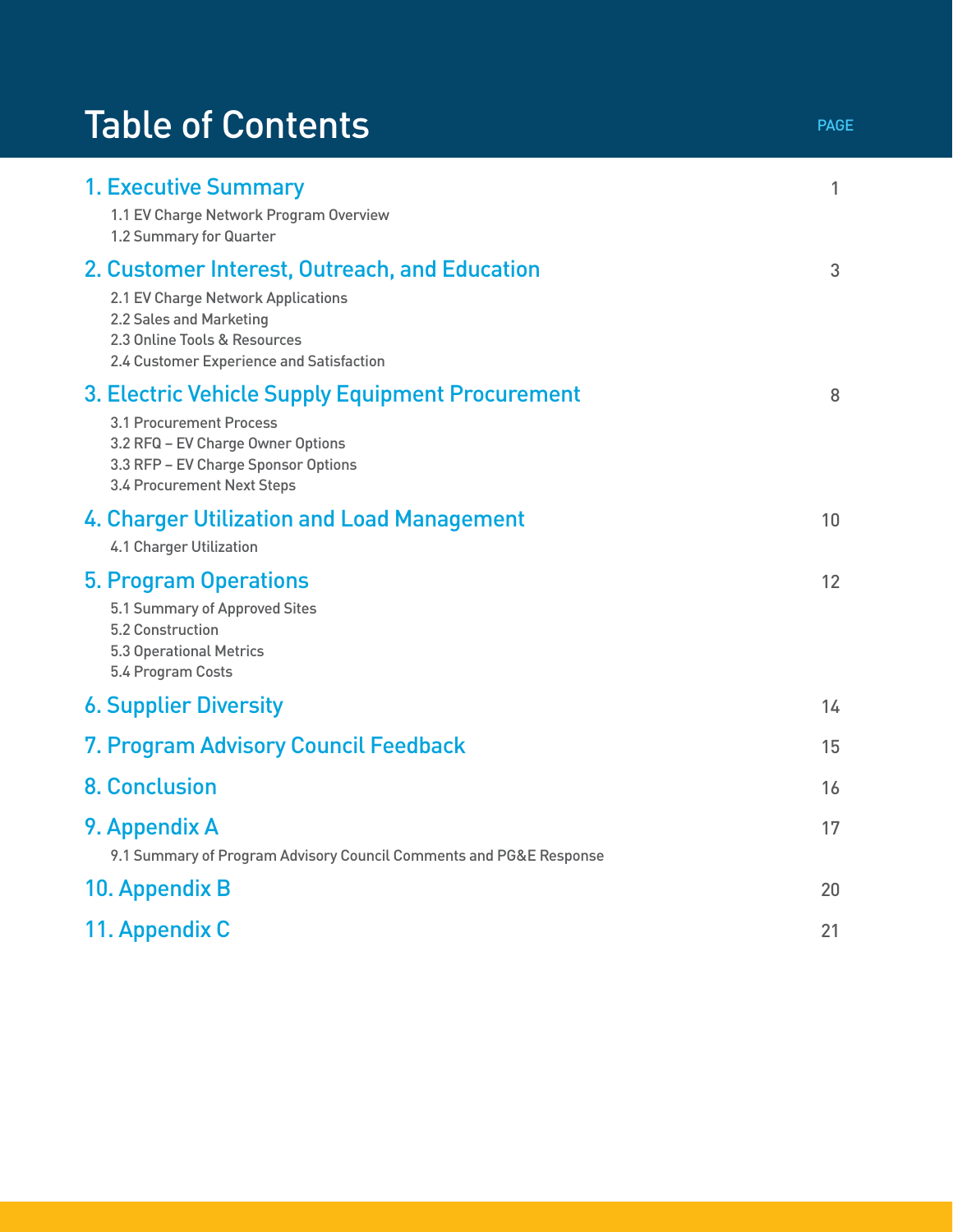# Table of Contents

| | PAGE |
|---|---|
| **1. Executive Summary** | 1 |
| 1.1 EV Charge Network Program Overview | |
| 1.2 Summary for Quarter | |
| **2. Customer Interest, Outreach, and Education** | 3 |
| 2.1 EV Charge Network Applications | |
| 2.2 Sales and Marketing | |
| 2.3 Online Tools & Resources | |
| 2.4 Customer Experience and Satisfaction | |
| **3. Electric Vehicle Supply Equipment Procurement** | 8 |
| 3.1 Procurement Process | |
| 3.2 RFQ – EV Charge Owner Options | |
| 3.3 RFP – EV Charge Sponsor Options | |
| 3.4 Procurement Next Steps | |
| **4. Charger Utilization and Load Management** | 10 |
| 4.1 Charger Utilization | |
| **5. Program Operations** | 12 |
| 5.1 Summary of Approved Sites | |
| 5.2 Construction | |
| 5.3 Operational Metrics | |
| 5.4 Program Costs | |
| **6. Supplier Diversity** | 14 |
| **7. Program Advisory Council Feedback** | 15 |
| **8. Conclusion** | 16 |
| **9. Appendix A** | 17 |
| 9.1 Summary of Program Advisory Council Comments and PG&E Response | |
| **10. Appendix B** | 20 |
| **11. Appendix C** | 21 |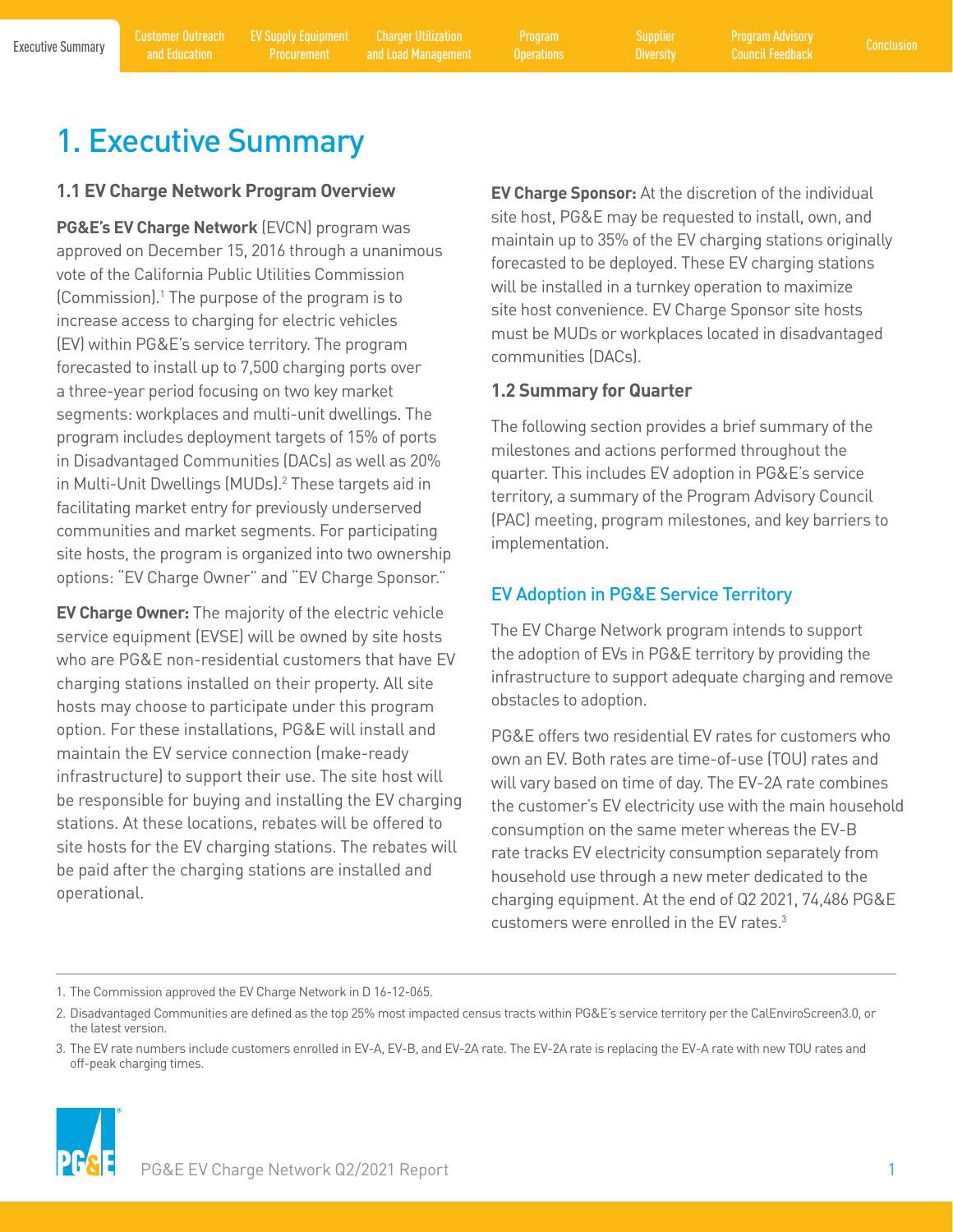# 1. Executive Summary

## 1.1 EV Charge Network Program Overview

**PG&E's EV Charge Network** (EVCN) program was approved on December 15, 2016 through a unanimous vote of the California Public Utilities Commission (Commission).[1] The purpose of the program is to increase access to charging for electric vehicles (EV) within PG&E's service territory. The program forecasted to install up to 7,500 charging ports over a three-year period focusing on two key market segments: workplaces and multi-unit dwellings. The program includes deployment targets of 15% of ports in Disadvantaged Communities (DACs) as well as 20% in Multi-Unit Dwellings (MUDs).[2] These targets aid in facilitating market entry for previously underserved communities and market segments. For participating site hosts, the program is organized into two ownership options: "EV Charge Owner" and "EV Charge Sponsor."

**EV Charge Owner:** The majority of the electric vehicle service equipment (EVSE) will be owned by site hosts who are PG&E non-residential customers that have EV charging stations installed on their property. All site hosts may choose to participate under this program option. For these installations, PG&E will install and maintain the EV service connection (make-ready infrastructure) to support their use. The site host will be responsible for buying and installing the EV charging stations. At these locations, rebates will be offered to site hosts for the EV charging stations. The rebates will be paid after the charging stations are installed and operational.

**EV Charge Sponsor:** At the discretion of the individual site host, PG&E may be requested to install, own, and maintain up to 35% of the EV charging stations originally forecasted to be deployed. These EV charging stations will be installed in a turnkey operation to maximize site host convenience. EV Charge Sponsor site hosts must be MUDs or workplaces located in disadvantaged communities (DACs).

## 1.2 Summary for Quarter

The following section provides a brief summary of the milestones and actions performed throughout the quarter. This includes EV adoption in PG&E's service territory, a summary of the Program Advisory Council (PAC) meeting, program milestones, and key barriers to implementation.

### EV Adoption in PG&E Service Territory

The EV Charge Network program intends to support the adoption of EVs in PG&E territory by providing the infrastructure to support adequate charging and remove obstacles to adoption.

PG&E offers two residential EV rates for customers who own an EV. Both rates are time-of-use (TOU) rates and will vary based on time of day. The EV-2A rate combines the customer's EV electricity use with the main household consumption on the same meter whereas the EV-B rate tracks EV electricity consumption separately from household use through a new meter dedicated to the charging equipment. At the end of Q2 2021, 74,486 PG&E customers were enrolled in the EV rates.[3]

---

1. The Commission approved the EV Charge Network in D 16-12-065.
2. Disadvantaged Communities are defined as the top 25% most impacted census tracts within PG&E's service territory per the CalEnviroScreen3.0, or the latest version.
3. The EV rate numbers include customers enrolled in EV-A, EV-B, and EV-2A rate. The EV-2A rate is replacing the EV-A rate with new TOU rates and off-peak charging times.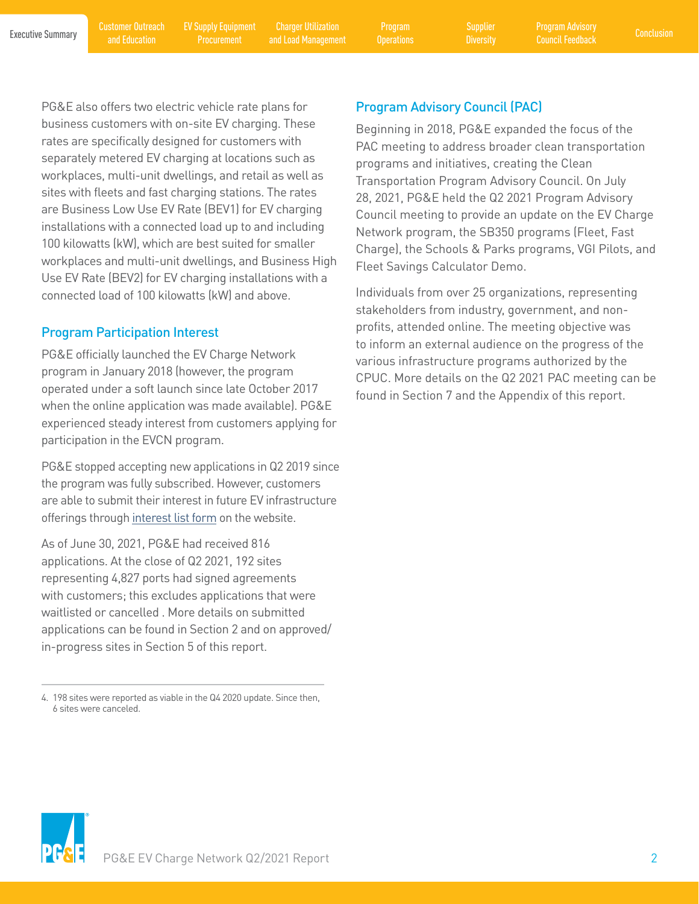PG&E also offers two electric vehicle rate plans for business customers with on-site EV charging. These rates are specifically designed for customers with separately metered EV charging at locations such as workplaces, multi-unit dwellings, and retail as well as sites with fleets and fast charging stations. The rates are Business Low Use EV Rate (BEV1) for EV charging installations with a connected load up to and including 100 kilowatts (kW), which are best suited for smaller workplaces and multi-unit dwellings, and Business High Use EV Rate (BEV2) for EV charging installations with a connected load of 100 kilowatts (kW) and above.

## Program Participation Interest

PG&E officially launched the EV Charge Network program in January 2018 (however, the program operated under a soft launch since late October 2017 when the online application was made available). PG&E experienced steady interest from customers applying for participation in the EVCN program.

PG&E stopped accepting new applications in Q2 2019 since the program was fully subscribed. However, customers are able to submit their interest in future EV infrastructure offerings through interest list form on the website.

As of June 30, 2021, PG&E had received 816 applications. At the close of Q2 2021, 192 sites representing 4,827 ports had signed agreements with customers; this excludes applications that were waitlisted or cancelled . More details on submitted applications can be found in Section 2 and on approved/in-progress sites in Section 5 of this report.

## Program Advisory Council (PAC)

Beginning in 2018, PG&E expanded the focus of the PAC meeting to address broader clean transportation programs and initiatives, creating the Clean Transportation Program Advisory Council. On July 28, 2021, PG&E held the Q2 2021 Program Advisory Council meeting to provide an update on the EV Charge Network program, the SB350 programs (Fleet, Fast Charge), the Schools & Parks programs, VGI Pilots, and Fleet Savings Calculator Demo.

Individuals from over 25 organizations, representing stakeholders from industry, government, and non-profits, attended online. The meeting objective was to inform an external audience on the progress of the various infrastructure programs authorized by the CPUC. More details on the Q2 2021 PAC meeting can be found in Section 7 and the Appendix of this report.

---

4. 198 sites were reported as viable in the Q4 2020 update. Since then, 6 sites were canceled.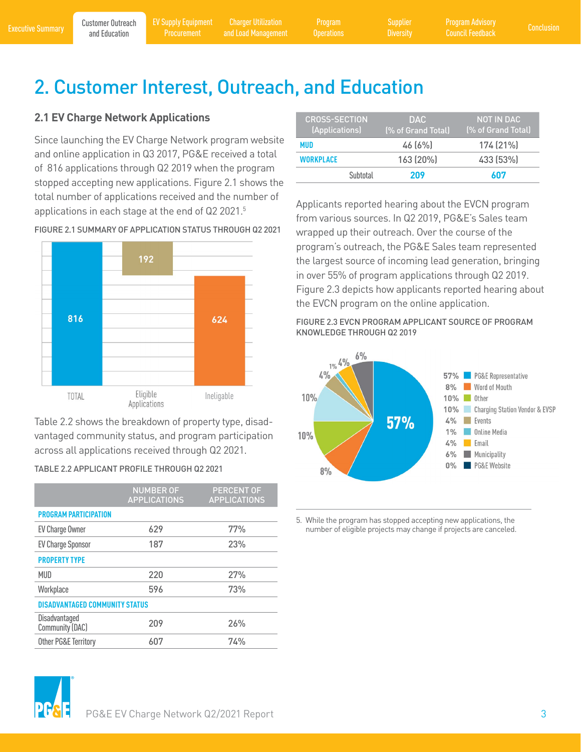# 2. Customer Interest, Outreach, and Education

## 2.1 EV Charge Network Applications

Since launching the EV Charge Network program website and online application in Q3 2017, PG&E received a total of 816 applications through Q2 2019 when the program stopped accepting new applications. Figure 2.1 shows the total number of applications received and the number of applications in each stage at the end of Q2 2021.[5]

FIGURE 2.1 SUMMARY OF APPLICATION STATUS THROUGH Q2 2021

| | Value |
|---|---|
| TOTAL | 816 |
| Eligible Applications | 192 |
| Ineligable | 624 |

Table 2.2 shows the breakdown of property type, disadvantaged community status, and program participation across all applications received through Q2 2021.

TABLE 2.2 APPLICANT PROFILE THROUGH Q2 2021

| | NUMBER OF APPLICATIONS | PERCENT OF APPLICATIONS |
|---|---|---|
| **PROGRAM PARTICIPATION** | | |
| EV Charge Owner | 629 | 77% |
| EV Charge Sponsor | 187 | 23% |
| **PROPERTY TYPE** | | |
| MUD | 220 | 27% |
| Workplace | 596 | 73% |
| **DISADVANTAGED COMMUNITY STATUS** | | |
| Disadvantaged Community (DAC) | 209 | 26% |
| Other PG&E Territory | 607 | 74% |

| CROSS-SECTION (Applications) | DAC (% of Grand Total) | NOT IN DAC (% of Grand Total) |
|---|---|---|
| MUD | 46 (6%) | 174 (21%) |
| WORKPLACE | 163 (20%) | 433 (53%) |
| Subtotal | 209 | 607 |

Applicants reported hearing about the EVCN program from various sources. In Q2 2019, PG&E's Sales team wrapped up their outreach. Over the course of the program's outreach, the PG&E Sales team represented the largest source of incoming lead generation, bringing in over 55% of program applications through Q2 2019. Figure 2.3 depicts how applicants reported hearing about the EVCN program on the online application.

FIGURE 2.3 EVCN PROGRAM APPLICANT SOURCE OF PROGRAM KNOWLEDGE THROUGH Q2 2019

| Source | Percent |
|---|---|
| PG&E Representative | 57% |
| Word of Mouth | 8% |
| Other | 10% |
| Charging Station Vendor & EVSP | 10% |
| Events | 4% |
| Online Media | 1% |
| Email | 4% |
| Municipality | 6% |
| PG&E Website | 0% |

5. While the program has stopped accepting new applications, the number of eligible projects may change if projects are canceled.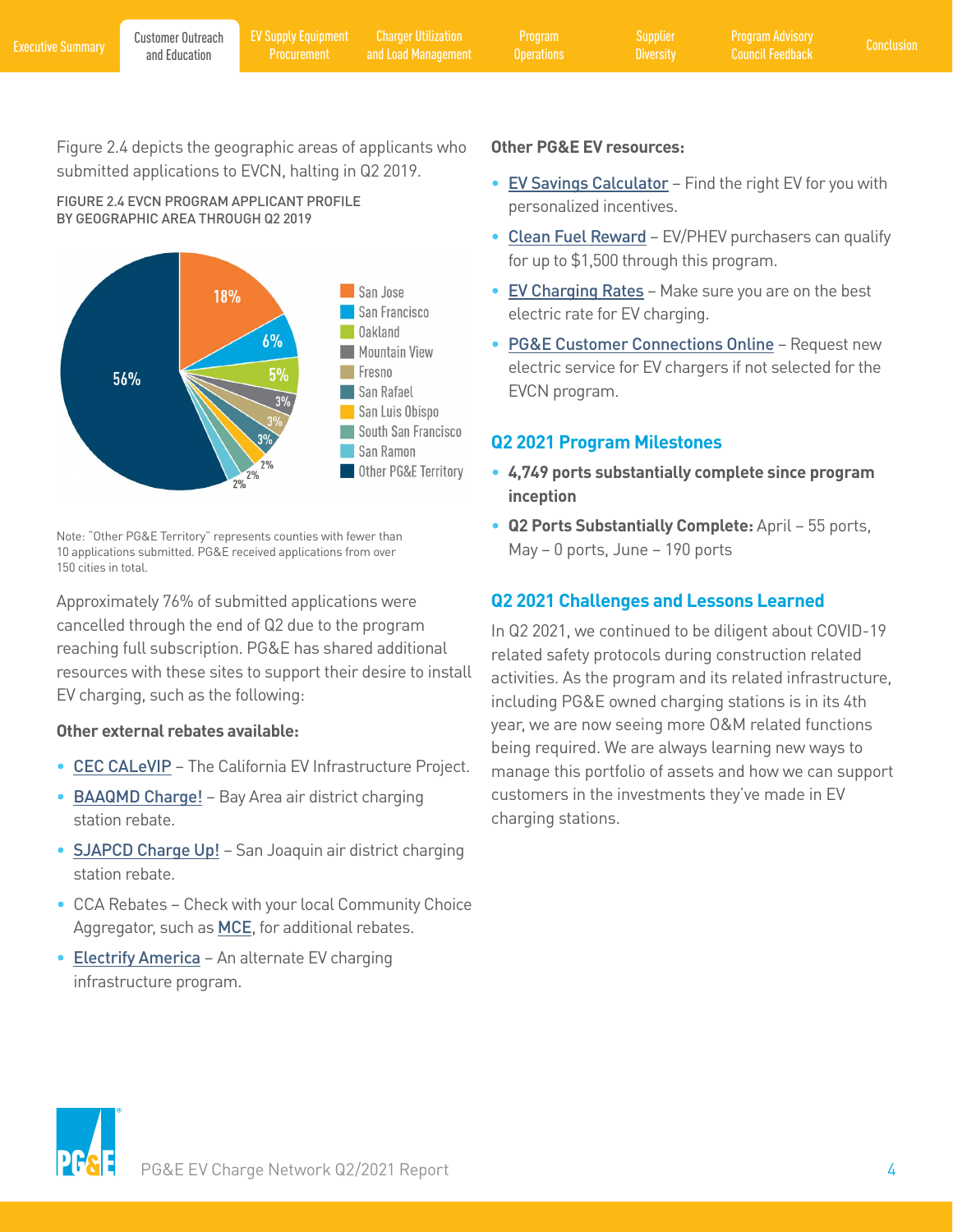Figure 2.4 depicts the geographic areas of applicants who submitted applications to EVCN, halting in Q2 2019.

FIGURE 2.4 EVCN PROGRAM APPLICANT PROFILE BY GEOGRAPHIC AREA THROUGH Q2 2019

| Geographic Area | Share |
| --- | --- |
| San Jose | 18% |
| San Francisco | 6% |
| Oakland | 5% |
| Mountain View | 3% |
| Fresno | 3% |
| San Rafael | 3% |
| San Luis Obispo | 2% |
| South San Francisco | 2% |
| San Ramon | 2% |
| Other PG&E Territory | 56% |

Note: "Other PG&E Territory" represents counties with fewer than 10 applications submitted. PG&E received applications from over 150 cities in total.

Approximately 76% of submitted applications were cancelled through the end of Q2 due to the program reaching full subscription. PG&E has shared additional resources with these sites to support their desire to install EV charging, such as the following:

**Other external rebates available:**

- CEC CALeVIP – The California EV Infrastructure Project.
- BAAQMD Charge! – Bay Area air district charging station rebate.
- SJAPCD Charge Up! – San Joaquin air district charging station rebate.
- CCA Rebates – Check with your local Community Choice Aggregator, such as MCE, for additional rebates.
- Electrify America – An alternate EV charging infrastructure program.

**Other PG&E EV resources:**

- EV Savings Calculator – Find the right EV for you with personalized incentives.
- Clean Fuel Reward – EV/PHEV purchasers can qualify for up to $1,500 through this program.
- EV Charging Rates – Make sure you are on the best electric rate for EV charging.
- PG&E Customer Connections Online – Request new electric service for EV chargers if not selected for the EVCN program.

### Q2 2021 Program Milestones

- **4,749 ports substantially complete since program inception**
- **Q2 Ports Substantially Complete:** April – 55 ports, May – 0 ports, June – 190 ports

### Q2 2021 Challenges and Lessons Learned

In Q2 2021, we continued to be diligent about COVID-19 related safety protocols during construction related activities. As the program and its related infrastructure, including PG&E owned charging stations is in its 4th year, we are now seeing more O&M related functions being required. We are always learning new ways to manage this portfolio of assets and how we can support customers in the investments they've made in EV charging stations.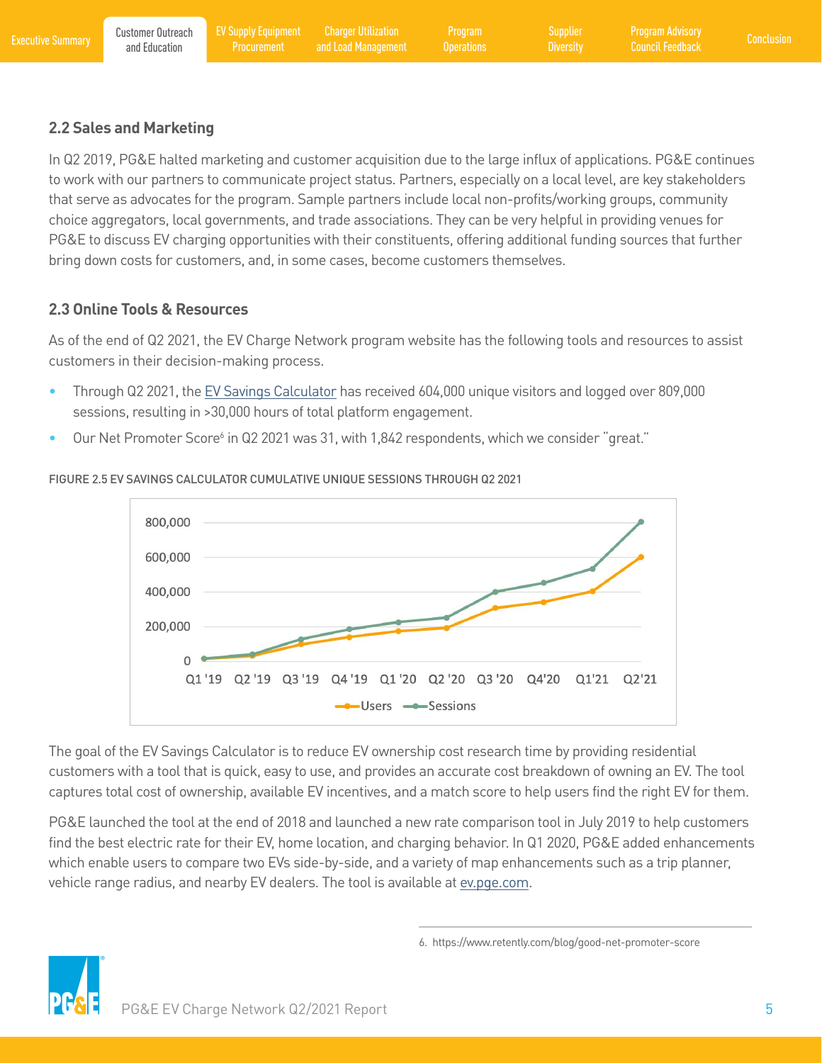## 2.2 Sales and Marketing

In Q2 2019, PG&E halted marketing and customer acquisition due to the large influx of applications. PG&E continues to work with our partners to communicate project status. Partners, especially on a local level, are key stakeholders that serve as advocates for the program. Sample partners include local non-profits/working groups, community choice aggregators, local governments, and trade associations. They can be very helpful in providing venues for PG&E to discuss EV charging opportunities with their constituents, offering additional funding sources that further bring down costs for customers, and, in some cases, become customers themselves.

## 2.3 Online Tools & Resources

As of the end of Q2 2021, the EV Charge Network program website has the following tools and resources to assist customers in their decision-making process.

- Through Q2 2021, the EV Savings Calculator has received 604,000 unique visitors and logged over 809,000 sessions, resulting in >30,000 hours of total platform engagement.
- Our Net Promoter Score[6] in Q2 2021 was 31, with 1,842 respondents, which we consider "great."

FIGURE 2.5 EV SAVINGS CALCULATOR CUMULATIVE UNIQUE SESSIONS THROUGH Q2 2021

The goal of the EV Savings Calculator is to reduce EV ownership cost research time by providing residential customers with a tool that is quick, easy to use, and provides an accurate cost breakdown of owning an EV. The tool captures total cost of ownership, available EV incentives, and a match score to help users find the right EV for them.

PG&E launched the tool at the end of 2018 and launched a new rate comparison tool in July 2019 to help customers find the best electric rate for their EV, home location, and charging behavior. In Q1 2020, PG&E added enhancements which enable users to compare two EVs side-by-side, and a variety of map enhancements such as a trip planner, vehicle range radius, and nearby EV dealers. The tool is available at ev.pge.com.

6. https://www.retently.com/blog/good-net-promoter-score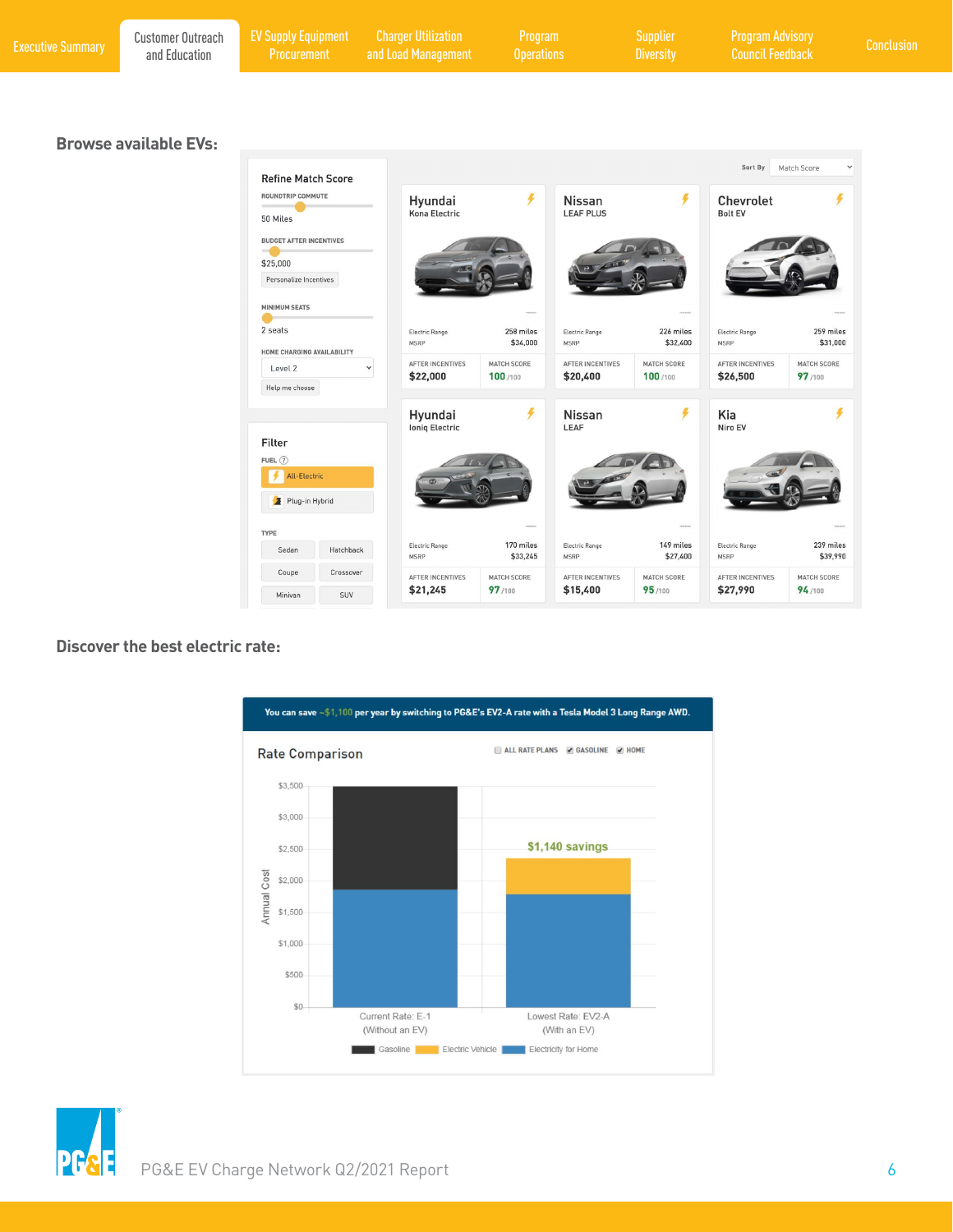Browse available EVs:

Refine Match Score

ROUNDTRIP COMMUTE

50 Miles

BUDGET AFTER INCENTIVES

$25,000

Personalize Incentives

MINIMUM SEATS

2 seats

HOME CHARGING AVAILABILITY

Level 2

Help me choose

Filter

FUEL

All-Electric

Plug-in Hybrid

TYPE

Sedan | Hatchback | Coupe | Crossover | Minivan | SUV

Sort By: Match Score

| Make | Model | Electric Range | MSRP | After Incentives | Match Score |
|---|---|---|---|---|---|
| Hyundai | Kona Electric | 258 miles | $34,000 | $22,000 | 100 /100 |
| Nissan | LEAF PLUS | 226 miles | $32,400 | $20,400 | 100 /100 |
| Chevrolet | Bolt EV | 259 miles | $31,000 | $26,500 | 97 /100 |
| Hyundai | Ioniq Electric | 170 miles | $33,245 | $21,245 | 97 /100 |
| Nissan | LEAF | 149 miles | $27,400 | $15,400 | 95 /100 |
| Kia | Niro EV | 239 miles | $39,990 | $27,990 | 94 /100 |

Discover the best electric rate:

You can save ~$1,100 per year by switching to PG&E's EV2-A rate with a Tesla Model 3 Long Range AWD.

Rate Comparison

ALL RATE PLANS | GASOLINE | HOME

$1,140 savings

Current Rate: E-1 (Without an EV) | Lowest Rate: EV2-A (With an EV)

Annual Cost ($0 – $3,500)

Gasoline | Electric Vehicle | Electricity for Home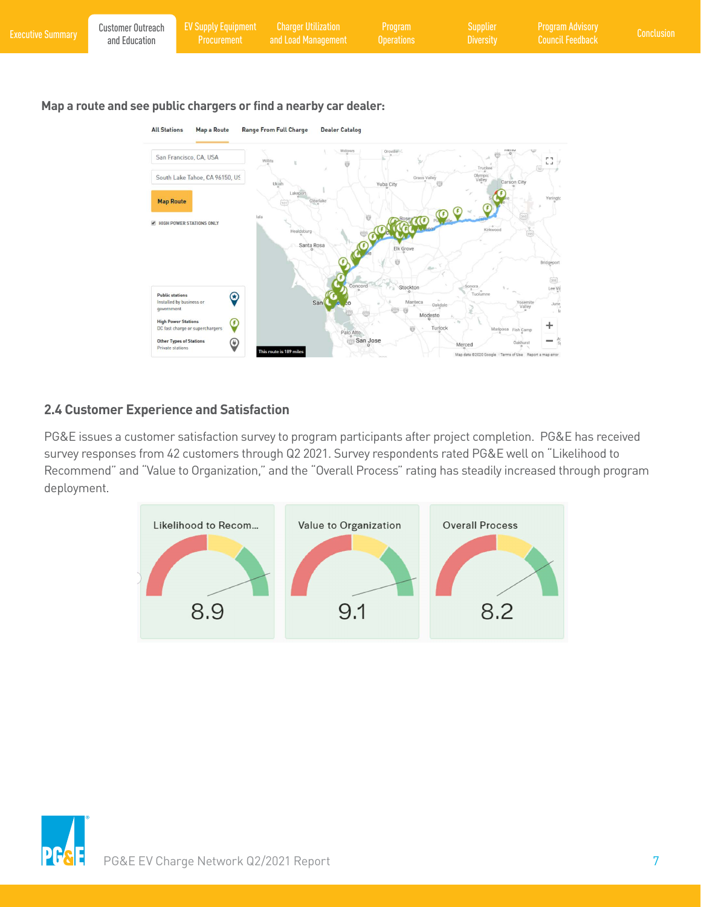**Map a route and see public chargers or find a nearby car dealer:**

## 2.4 Customer Experience and Satisfaction

PG&E issues a customer satisfaction survey to program participants after project completion. PG&E has received survey responses from 42 customers through Q2 2021. Survey respondents rated PG&E well on "Likelihood to Recommend" and "Value to Organization," and the "Overall Process" rating has steadily increased through program deployment.

| Likelihood to Recom... | Value to Organization | Overall Process |
|---|---|---|
| 8.9 | 9.1 | 8.2 |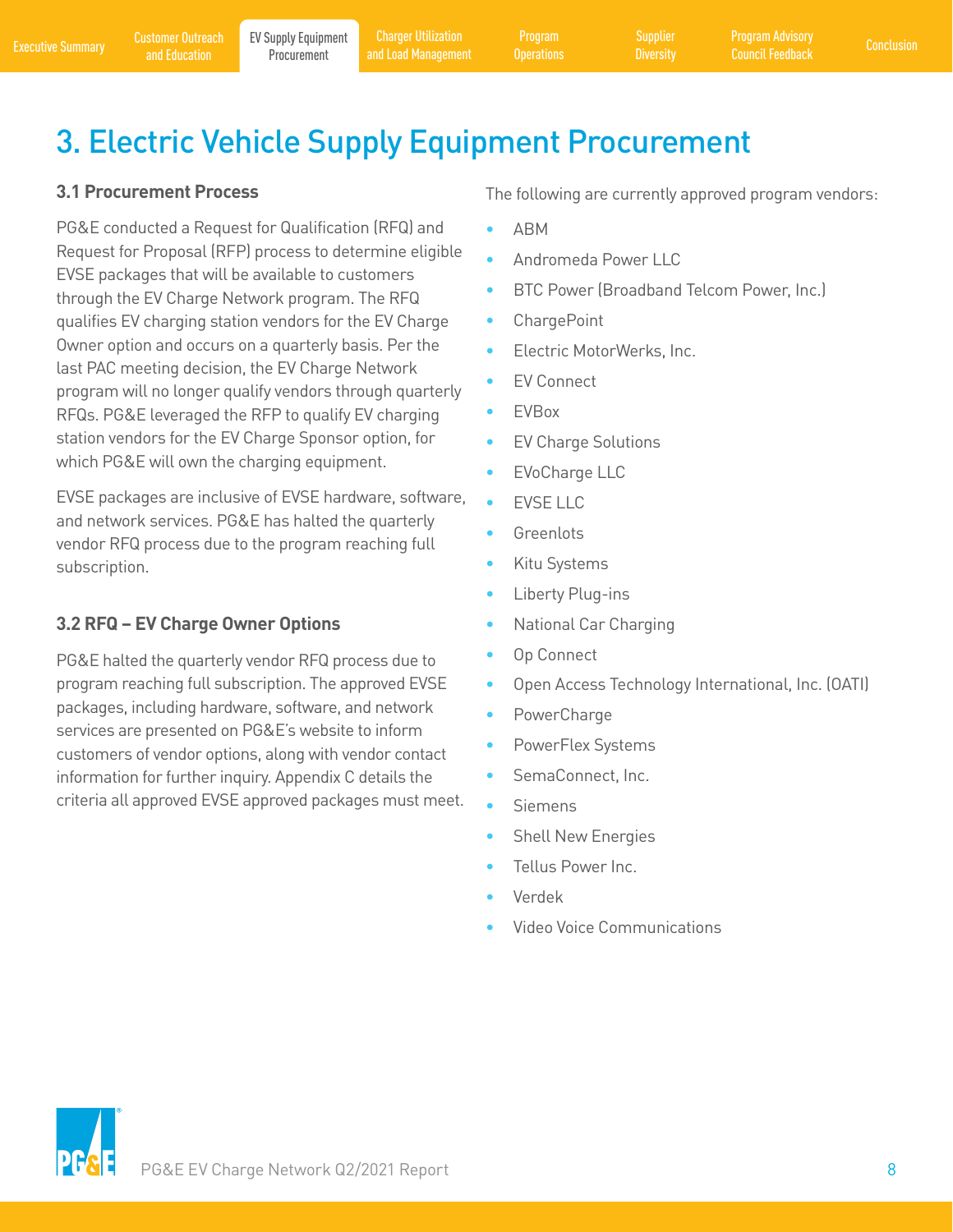# 3. Electric Vehicle Supply Equipment Procurement

### 3.1 Procurement Process

PG&E conducted a Request for Qualification (RFQ) and Request for Proposal (RFP) process to determine eligible EVSE packages that will be available to customers through the EV Charge Network program. The RFQ qualifies EV charging station vendors for the EV Charge Owner option and occurs on a quarterly basis. Per the last PAC meeting decision, the EV Charge Network program will no longer qualify vendors through quarterly RFQs. PG&E leveraged the RFP to qualify EV charging station vendors for the EV Charge Sponsor option, for which PG&E will own the charging equipment.

EVSE packages are inclusive of EVSE hardware, software, and network services. PG&E has halted the quarterly vendor RFQ process due to the program reaching full subscription.

### 3.2 RFQ – EV Charge Owner Options

PG&E halted the quarterly vendor RFQ process due to program reaching full subscription. The approved EVSE packages, including hardware, software, and network services are presented on PG&E's website to inform customers of vendor options, along with vendor contact information for further inquiry. Appendix C details the criteria all approved EVSE approved packages must meet.

The following are currently approved program vendors:

- ABM
- Andromeda Power LLC
- BTC Power (Broadband Telcom Power, Inc.)
- ChargePoint
- Electric MotorWerks, Inc.
- EV Connect
- EVBox
- EV Charge Solutions
- EVoCharge LLC
- EVSE LLC
- Greenlots
- Kitu Systems
- Liberty Plug-ins
- National Car Charging
- Op Connect
- Open Access Technology International, Inc. (OATI)
- PowerCharge
- PowerFlex Systems
- SemaConnect, Inc.
- Siemens
- Shell New Energies
- Tellus Power Inc.
- Verdek
- Video Voice Communications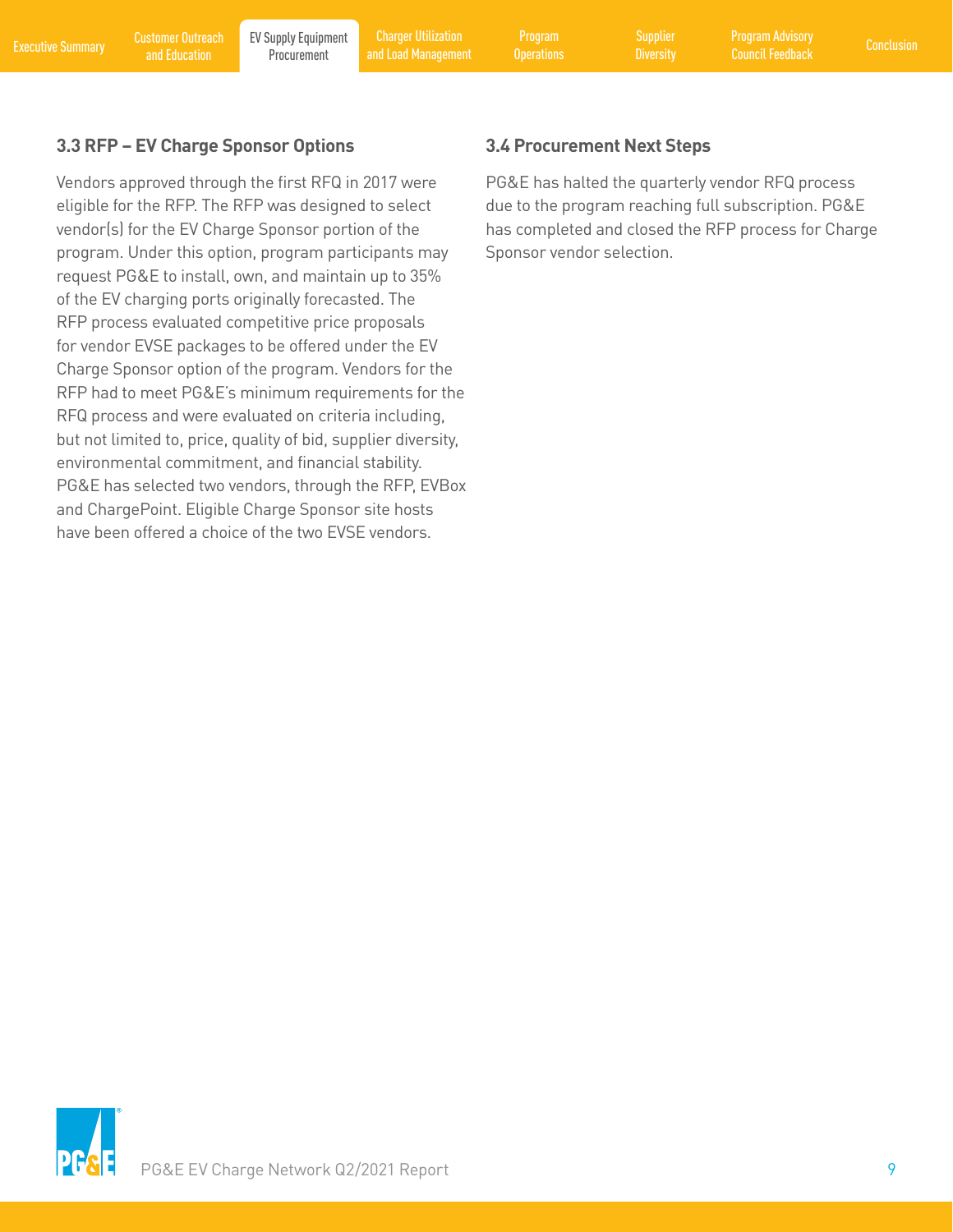### 3.3 RFP – EV Charge Sponsor Options

Vendors approved through the first RFQ in 2017 were eligible for the RFP. The RFP was designed to select vendor(s) for the EV Charge Sponsor portion of the program. Under this option, program participants may request PG&E to install, own, and maintain up to 35% of the EV charging ports originally forecasted. The RFP process evaluated competitive price proposals for vendor EVSE packages to be offered under the EV Charge Sponsor option of the program. Vendors for the RFP had to meet PG&E's minimum requirements for the RFQ process and were evaluated on criteria including, but not limited to, price, quality of bid, supplier diversity, environmental commitment, and financial stability. PG&E has selected two vendors, through the RFP, EVBox and ChargePoint. Eligible Charge Sponsor site hosts have been offered a choice of the two EVSE vendors.

### 3.4 Procurement Next Steps

PG&E has halted the quarterly vendor RFQ process due to the program reaching full subscription. PG&E has completed and closed the RFP process for Charge Sponsor vendor selection.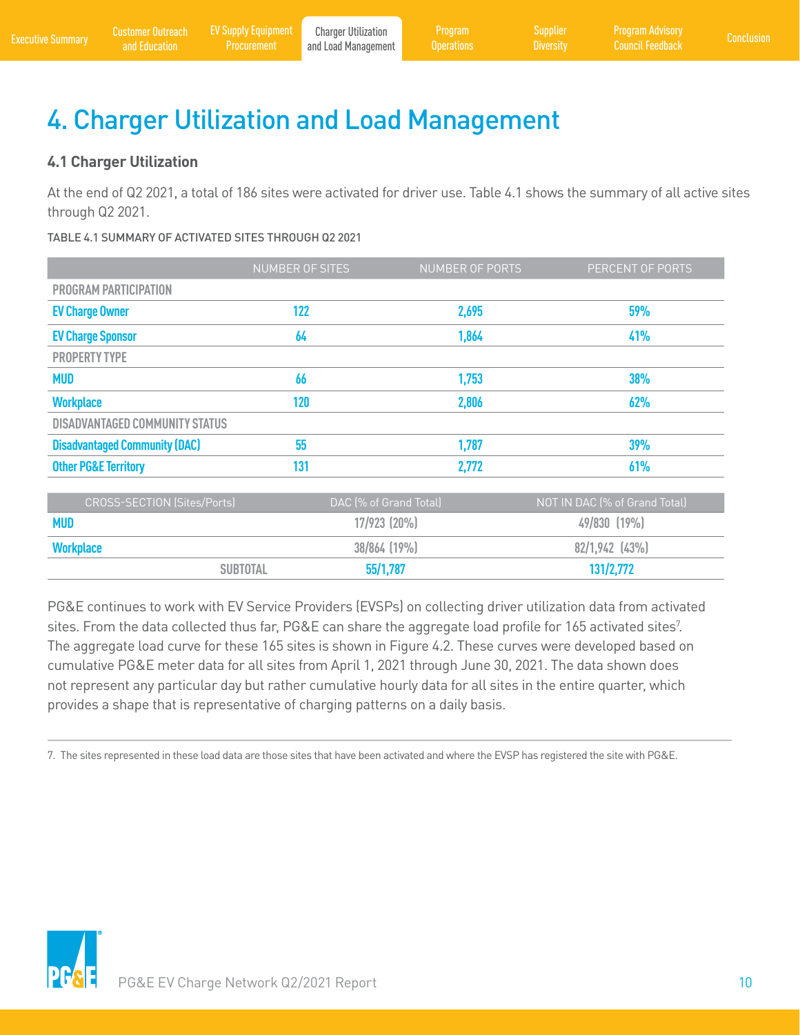# 4. Charger Utilization and Load Management

## 4.1 Charger Utilization

At the end of Q2 2021, a total of 186 sites were activated for driver use. Table 4.1 shows the summary of all active sites through Q2 2021.

TABLE 4.1 SUMMARY OF ACTIVATED SITES THROUGH Q2 2021

| | NUMBER OF SITES | NUMBER OF PORTS | PERCENT OF PORTS |
|---|---|---|---|
| PROGRAM PARTICIPATION | | | |
| **EV Charge Owner** | 122 | 2,695 | 59% |
| **EV Charge Sponsor** | 64 | 1,864 | 41% |
| PROPERTY TYPE | | | |
| **MUD** | 66 | 1,753 | 38% |
| **Workplace** | 120 | 2,806 | 62% |
| DISADVANTAGED COMMUNITY STATUS | | | |
| **Disadvantaged Community (DAC)** | 55 | 1,787 | 39% |
| **Other PG&E Territory** | 131 | 2,772 | 61% |

| CROSS-SECTION (Sites/Ports) | DAC (% of Grand Total) | NOT IN DAC (% of Grand Total) |
|---|---|---|
| **MUD** | 17/923 (20%) | 49/830 (19%) |
| **Workplace** | 38/864 (19%) | 82/1,942 (43%) |
| SUBTOTAL | 55/1,787 | 131/2,772 |

PG&E continues to work with EV Service Providers (EVSPs) on collecting driver utilization data from activated sites. From the data collected thus far, PG&E can share the aggregate load profile for 165 activated sites[7]. The aggregate load curve for these 165 sites is shown in Figure 4.2. These curves were developed based on cumulative PG&E meter data for all sites from April 1, 2021 through June 30, 2021. The data shown does not represent any particular day but rather cumulative hourly data for all sites in the entire quarter, which provides a shape that is representative of charging patterns on a daily basis.

7. The sites represented in these load data are those sites that have been activated and where the EVSP has registered the site with PG&E.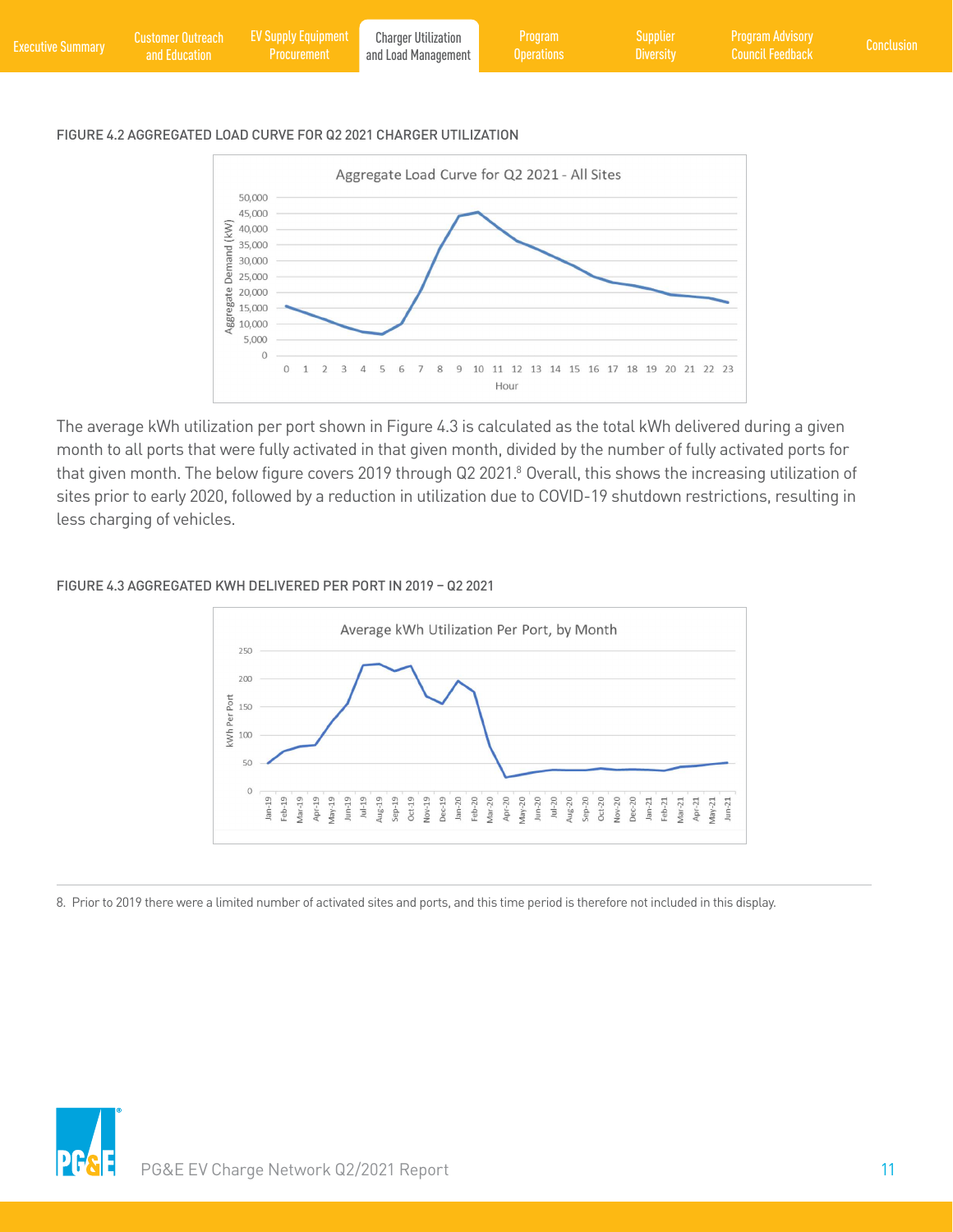FIGURE 4.2 AGGREGATED LOAD CURVE FOR Q2 2021 CHARGER UTILIZATION

The average kWh utilization per port shown in Figure 4.3 is calculated as the total kWh delivered during a given month to all ports that were fully activated in that given month, divided by the number of fully activated ports for that given month. The below figure covers 2019 through Q2 2021.[8] Overall, this shows the increasing utilization of sites prior to early 2020, followed by a reduction in utilization due to COVID-19 shutdown restrictions, resulting in less charging of vehicles.

FIGURE 4.3 AGGREGATED KWH DELIVERED PER PORT IN 2019 – Q2 2021

8. Prior to 2019 there were a limited number of activated sites and ports, and this time period is therefore not included in this display.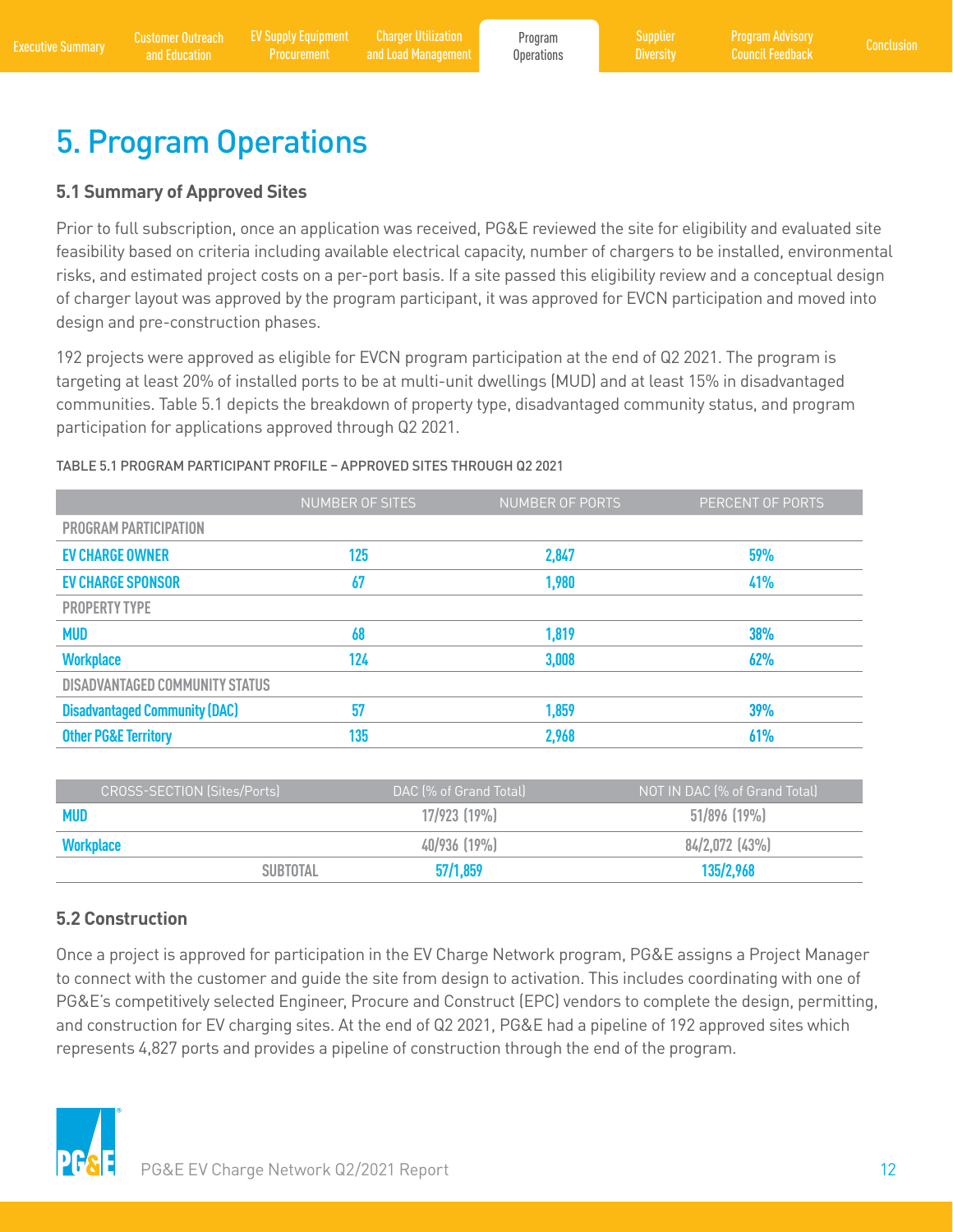# 5. Program Operations

## 5.1 Summary of Approved Sites

Prior to full subscription, once an application was received, PG&E reviewed the site for eligibility and evaluated site feasibility based on criteria including available electrical capacity, number of chargers to be installed, environmental risks, and estimated project costs on a per-port basis. If a site passed this eligibility review and a conceptual design of charger layout was approved by the program participant, it was approved for EVCN participation and moved into design and pre-construction phases.

192 projects were approved as eligible for EVCN program participation at the end of Q2 2021. The program is targeting at least 20% of installed ports to be at multi-unit dwellings (MUD) and at least 15% in disadvantaged communities. Table 5.1 depicts the breakdown of property type, disadvantaged community status, and program participation for applications approved through Q2 2021.

TABLE 5.1 PROGRAM PARTICIPANT PROFILE – APPROVED SITES THROUGH Q2 2021

| | NUMBER OF SITES | NUMBER OF PORTS | PERCENT OF PORTS |
|---|---|---|---|
| **PROGRAM PARTICIPATION** | | | |
| **EV CHARGE OWNER** | 125 | 2,847 | 59% |
| **EV CHARGE SPONSOR** | 67 | 1,980 | 41% |
| **PROPERTY TYPE** | | | |
| **MUD** | 68 | 1,819 | 38% |
| **Workplace** | 124 | 3,008 | 62% |
| **DISADVANTAGED COMMUNITY STATUS** | | | |
| **Disadvantaged Community (DAC)** | 57 | 1,859 | 39% |
| **Other PG&E Territory** | 135 | 2,968 | 61% |

| CROSS-SECTION (Sites/Ports) | DAC (% of Grand Total) | NOT IN DAC (% of Grand Total) |
|---|---|---|
| **MUD** | 17/923 (19%) | 51/896 (19%) |
| **Workplace** | 40/936 (19%) | 84/2,072 (43%) |
| **SUBTOTAL** | 57/1,859 | 135/2,968 |

## 5.2 Construction

Once a project is approved for participation in the EV Charge Network program, PG&E assigns a Project Manager to connect with the customer and guide the site from design to activation. This includes coordinating with one of PG&E's competitively selected Engineer, Procure and Construct (EPC) vendors to complete the design, permitting, and construction for EV charging sites. At the end of Q2 2021, PG&E had a pipeline of 192 approved sites which represents 4,827 ports and provides a pipeline of construction through the end of the program.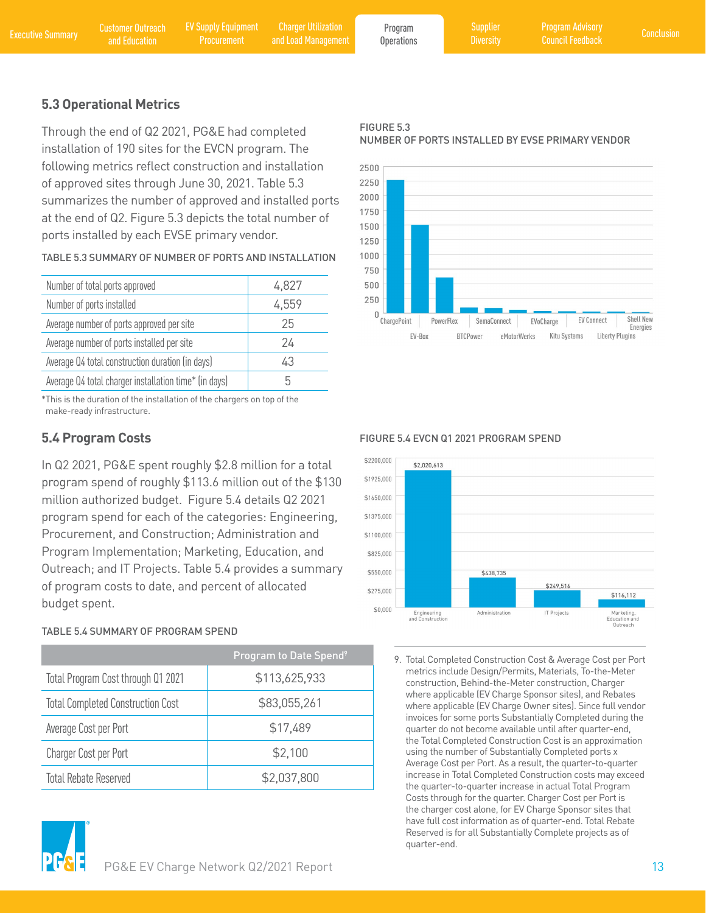## 5.3 Operational Metrics

Through the end of Q2 2021, PG&E had completed installation of 190 sites for the EVCN program. The following metrics reflect construction and installation of approved sites through June 30, 2021. Table 5.3 summarizes the number of approved and installed ports at the end of Q2. Figure 5.3 depicts the total number of ports installed by each EVSE primary vendor.

TABLE 5.3 SUMMARY OF NUMBER OF PORTS AND INSTALLATION

| | |
|---|---|
| Number of total ports approved | 4,827 |
| Number of ports installed | 4,559 |
| Average number of ports approved per site | 25 |
| Average number of ports installed per site | 24 |
| Average Q4 total construction duration (in days) | 43 |
| Average Q4 total charger installation time* (in days) | 5 |

*This is the duration of the installation of the chargers on top of the make-ready infrastructure.

FIGURE 5.3
NUMBER OF PORTS INSTALLED BY EVSE PRIMARY VENDOR

## 5.4 Program Costs

In Q2 2021, PG&E spent roughly $2.8 million for a total program spend of roughly $113.6 million out of the $130 million authorized budget. Figure 5.4 details Q2 2021 program spend for each of the categories: Engineering, Procurement, and Construction; Administration and Program Implementation; Marketing, Education, and Outreach; and IT Projects. Table 5.4 provides a summary of program costs to date, and percent of allocated budget spent.

TABLE 5.4 SUMMARY OF PROGRAM SPEND

| | Program to Date Spend[9] |
|---|---|
| Total Program Cost through Q1 2021 | $113,625,933 |
| Total Completed Construction Cost | $83,055,261 |
| Average Cost per Port | $17,489 |
| Charger Cost per Port | $2,100 |
| Total Rebate Reserved | $2,037,800 |

FIGURE 5.4 EVCN Q1 2021 PROGRAM SPEND

9. Total Completed Construction Cost & Average Cost per Port metrics include Design/Permits, Materials, To-the-Meter construction, Behind-the-Meter construction, Charger where applicable (EV Charge Sponsor sites), and Rebates where applicable (EV Charge Owner sites). Since full vendor invoices for some ports Substantially Completed during the quarter do not become available until after quarter-end, the Total Completed Construction Cost is an approximation using the number of Substantially Completed ports x Average Cost per Port. As a result, the quarter-to-quarter increase in Total Completed Construction costs may exceed the quarter-to-quarter increase in actual Total Program Costs through for the quarter. Charger Cost per Port is the charger cost alone, for EV Charge Sponsor sites that have full cost information as of quarter-end. Total Rebate Reserved is for all Substantially Complete projects as of quarter-end.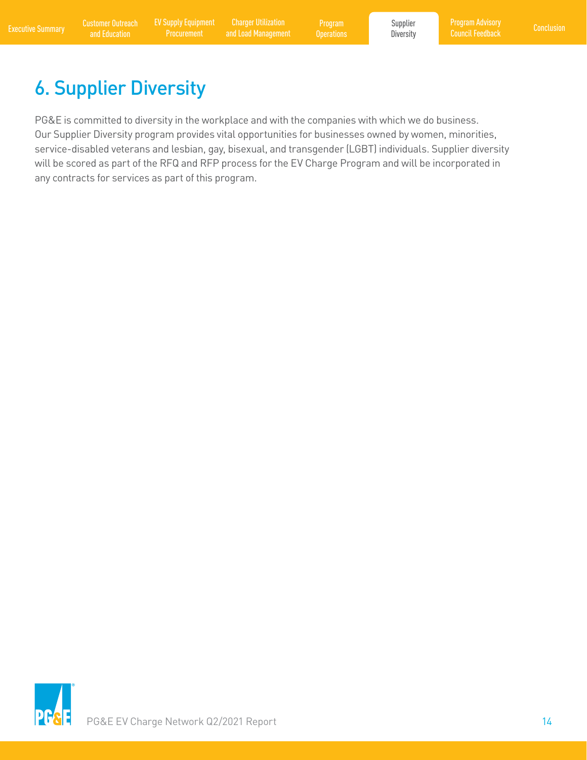# 6. Supplier Diversity

PG&E is committed to diversity in the workplace and with the companies with which we do business. Our Supplier Diversity program provides vital opportunities for businesses owned by women, minorities, service-disabled veterans and lesbian, gay, bisexual, and transgender (LGBT) individuals. Supplier diversity will be scored as part of the RFQ and RFP process for the EV Charge Program and will be incorporated in any contracts for services as part of this program.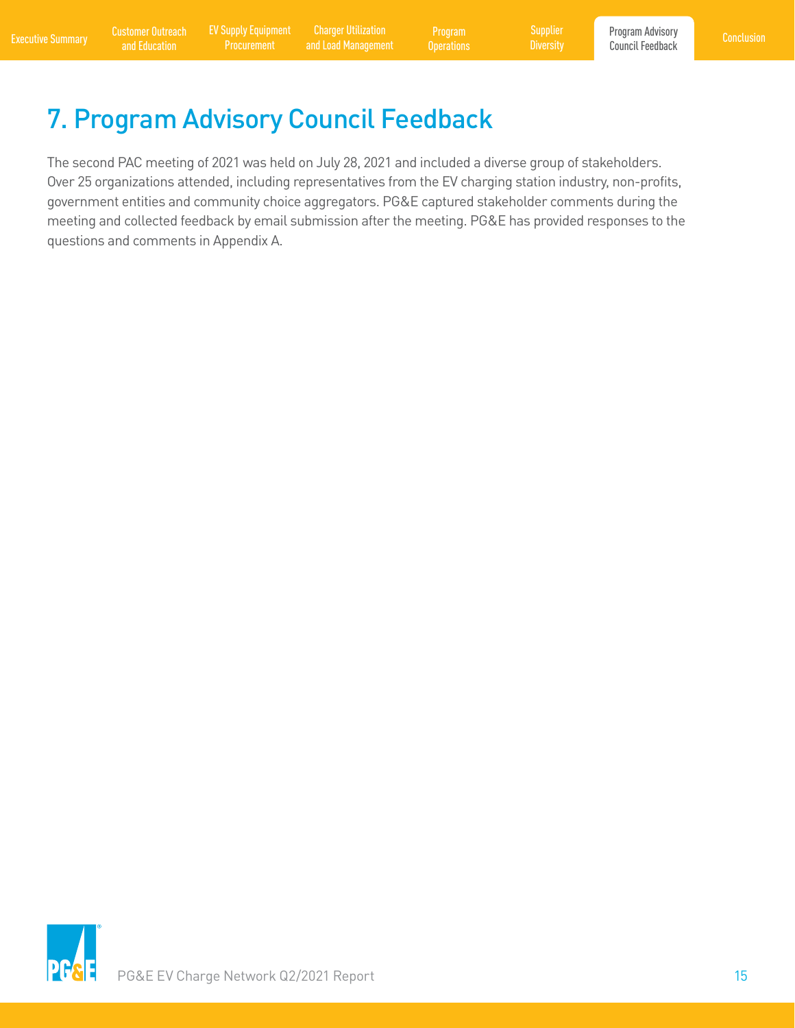# 7. Program Advisory Council Feedback

The second PAC meeting of 2021 was held on July 28, 2021 and included a diverse group of stakeholders. Over 25 organizations attended, including representatives from the EV charging station industry, non-profits, government entities and community choice aggregators. PG&E captured stakeholder comments during the meeting and collected feedback by email submission after the meeting. PG&E has provided responses to the questions and comments in Appendix A.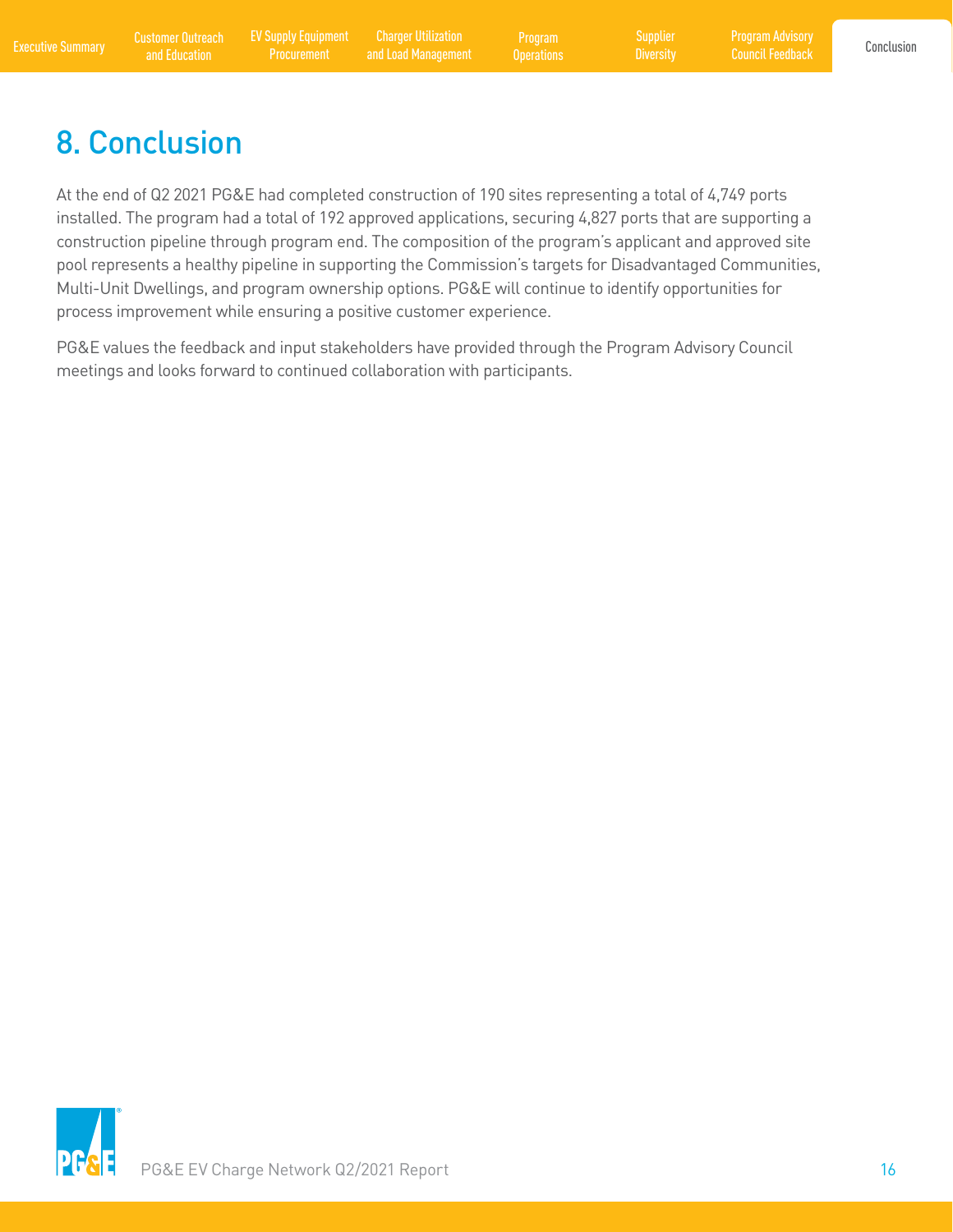# 8. Conclusion

At the end of Q2 2021 PG&E had completed construction of 190 sites representing a total of 4,749 ports installed. The program had a total of 192 approved applications, securing 4,827 ports that are supporting a construction pipeline through program end. The composition of the program's applicant and approved site pool represents a healthy pipeline in supporting the Commission's targets for Disadvantaged Communities, Multi-Unit Dwellings, and program ownership options. PG&E will continue to identify opportunities for process improvement while ensuring a positive customer experience.

PG&E values the feedback and input stakeholders have provided through the Program Advisory Council meetings and looks forward to continued collaboration with participants.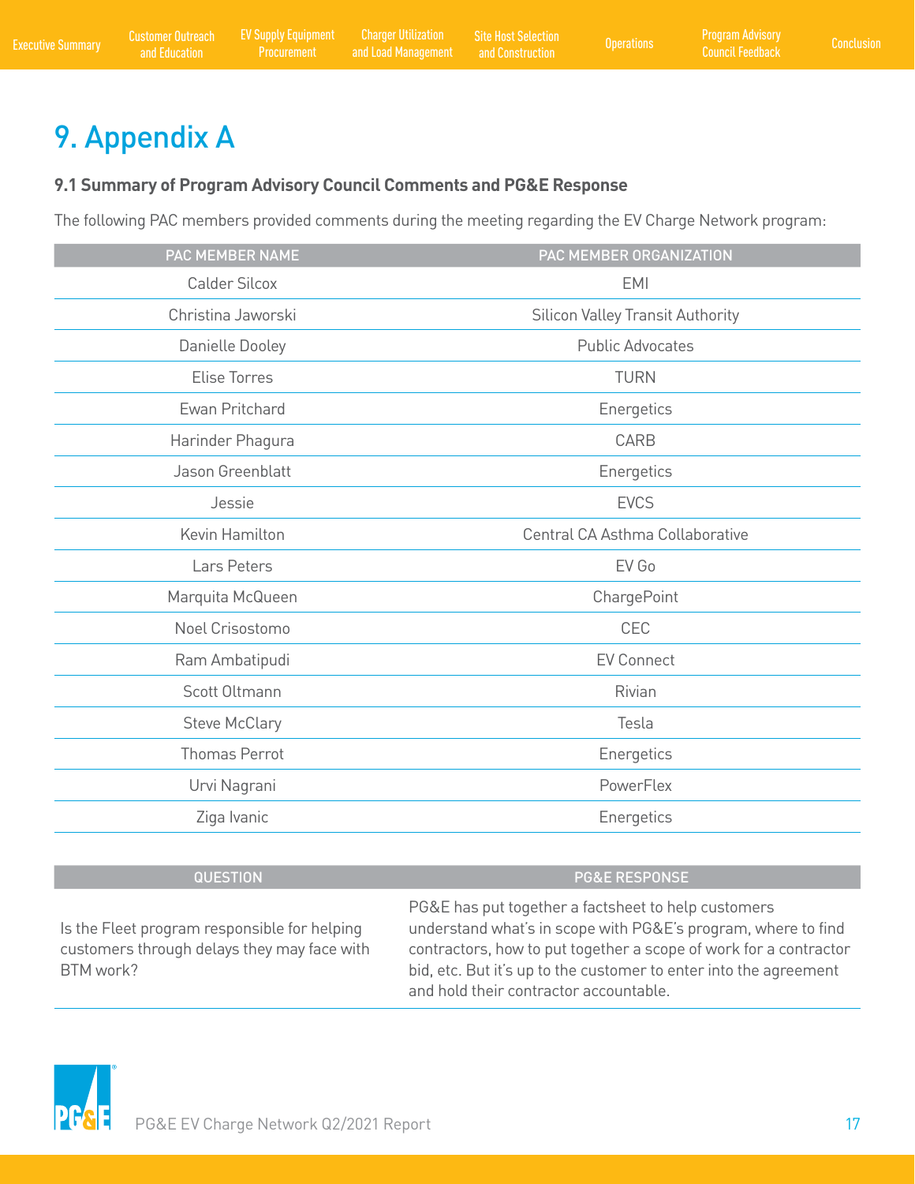# 9. Appendix A

### 9.1 Summary of Program Advisory Council Comments and PG&E Response

The following PAC members provided comments during the meeting regarding the EV Charge Network program:

| PAC MEMBER NAME | PAC MEMBER ORGANIZATION |
|---|---|
| Calder Silcox | EMI |
| Christina Jaworski | Silicon Valley Transit Authority |
| Danielle Dooley | Public Advocates |
| Elise Torres | TURN |
| Ewan Pritchard | Energetics |
| Harinder Phagura | CARB |
| Jason Greenblatt | Energetics |
| Jessie | EVCS |
| Kevin Hamilton | Central CA Asthma Collaborative |
| Lars Peters | EV Go |
| Marquita McQueen | ChargePoint |
| Noel Crisostomo | CEC |
| Ram Ambatipudi | EV Connect |
| Scott Oltmann | Rivian |
| Steve McClary | Tesla |
| Thomas Perrot | Energetics |
| Urvi Nagrani | PowerFlex |
| Ziga Ivanic | Energetics |

| QUESTION | PG&E RESPONSE |
|---|---|
| Is the Fleet program responsible for helping customers through delays they may face with BTM work? | PG&E has put together a factsheet to help customers understand what's in scope with PG&E's program, where to find contractors, how to put together a scope of work for a contractor bid, etc. But it's up to the customer to enter into the agreement and hold their contractor accountable. |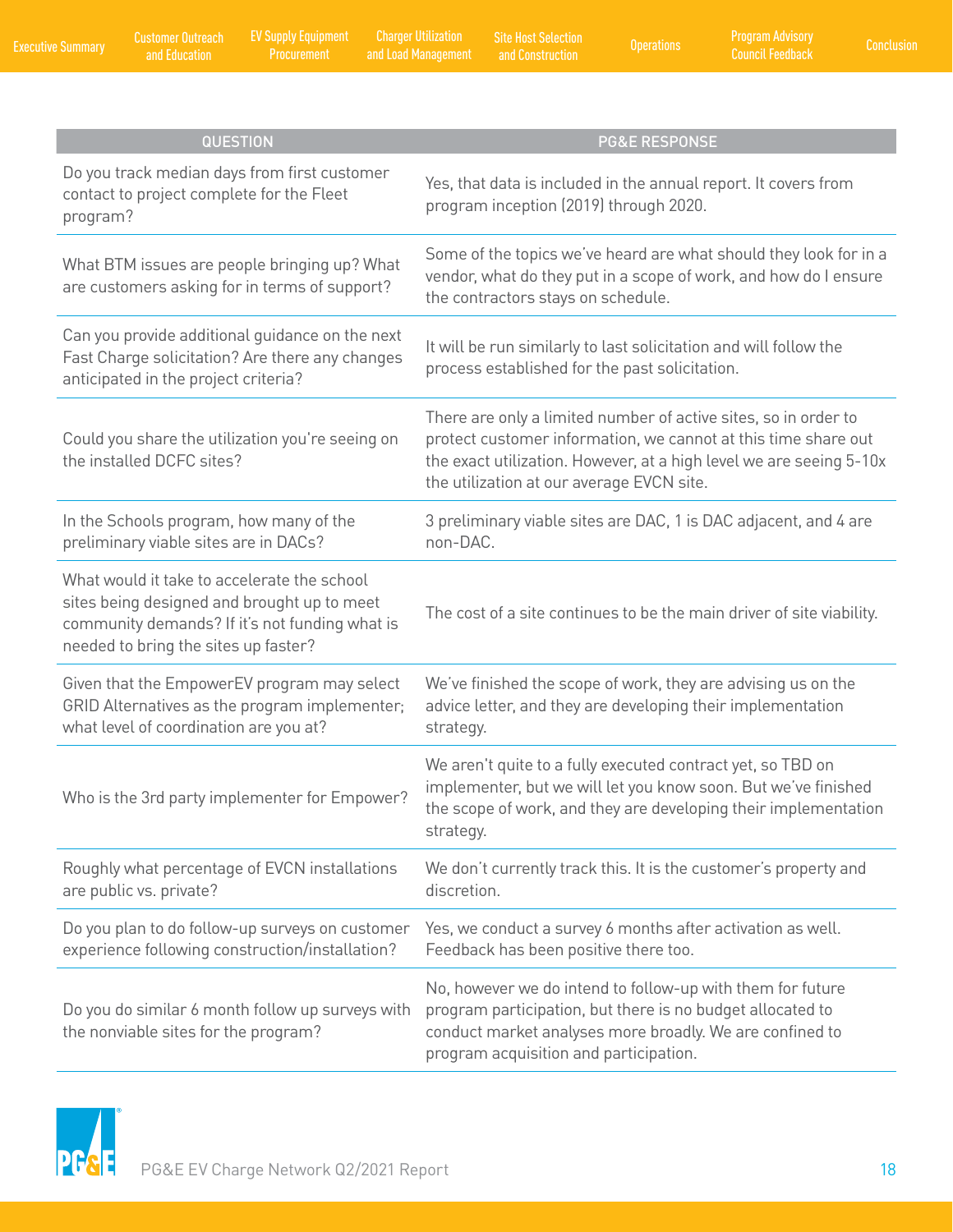| QUESTION | PG&E RESPONSE |
|---|---|
| Do you track median days from first customer contact to project complete for the Fleet program? | Yes, that data is included in the annual report. It covers from program inception (2019) through 2020. |
| What BTM issues are people bringing up? What are customers asking for in terms of support? | Some of the topics we've heard are what should they look for in a vendor, what do they put in a scope of work, and how do I ensure the contractors stays on schedule. |
| Can you provide additional guidance on the next Fast Charge solicitation? Are there any changes anticipated in the project criteria? | It will be run similarly to last solicitation and will follow the process established for the past solicitation. |
| Could you share the utilization you're seeing on the installed DCFC sites? | There are only a limited number of active sites, so in order to protect customer information, we cannot at this time share out the exact utilization. However, at a high level we are seeing 5-10x the utilization at our average EVCN site. |
| In the Schools program, how many of the preliminary viable sites are in DACs? | 3 preliminary viable sites are DAC, 1 is DAC adjacent, and 4 are non-DAC. |
| What would it take to accelerate the school sites being designed and brought up to meet community demands? If it's not funding what is needed to bring the sites up faster? | The cost of a site continues to be the main driver of site viability. |
| Given that the EmpowerEV program may select GRID Alternatives as the program implementer; what level of coordination are you at? | We've finished the scope of work, they are advising us on the advice letter, and they are developing their implementation strategy. |
| Who is the 3rd party implementer for Empower? | We aren't quite to a fully executed contract yet, so TBD on implementer, but we will let you know soon. But we've finished the scope of work, and they are developing their implementation strategy. |
| Roughly what percentage of EVCN installations are public vs. private? | We don't currently track this. It is the customer's property and discretion. |
| Do you plan to do follow-up surveys on customer experience following construction/installation? | Yes, we conduct a survey 6 months after activation as well. Feedback has been positive there too. |
| Do you do similar 6 month follow up surveys with the nonviable sites for the program? | No, however we do intend to follow-up with them for future program participation, but there is no budget allocated to conduct market analyses more broadly. We are confined to program acquisition and participation. |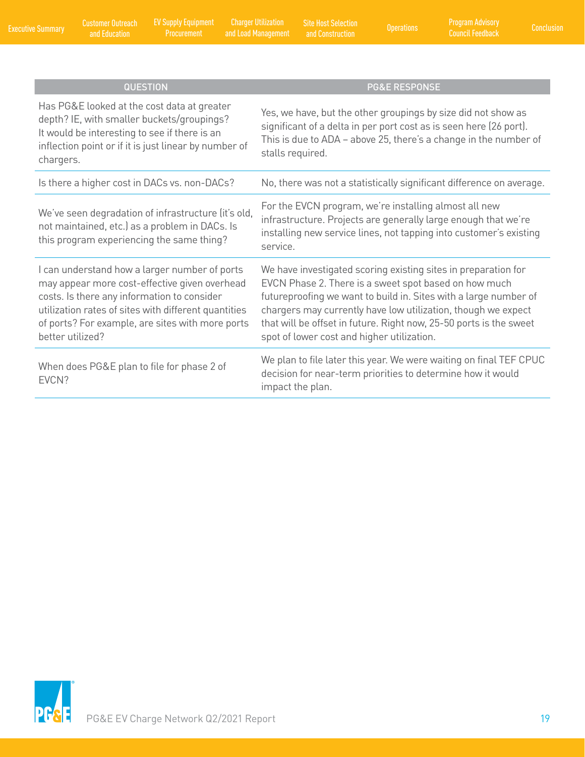| QUESTION | PG&E RESPONSE |
|---|---|
| Has PG&E looked at the cost data at greater depth? IE, with smaller buckets/groupings? It would be interesting to see if there is an inflection point or if it is just linear by number of chargers. | Yes, we have, but the other groupings by size did not show as significant of a delta in per port cost as is seen here (26 port). This is due to ADA – above 25, there's a change in the number of stalls required. |
| Is there a higher cost in DACs vs. non-DACs? | No, there was not a statistically significant difference on average. |
| We've seen degradation of infrastructure (it's old, not maintained, etc.) as a problem in DACs. Is this program experiencing the same thing? | For the EVCN program, we're installing almost all new infrastructure. Projects are generally large enough that we're installing new service lines, not tapping into customer's existing service. |
| I can understand how a larger number of ports may appear more cost-effective given overhead costs. Is there any information to consider utilization rates of sites with different quantities of ports? For example, are sites with more ports better utilized? | We have investigated scoring existing sites in preparation for EVCN Phase 2. There is a sweet spot based on how much futureproofing we want to build in. Sites with a large number of chargers may currently have low utilization, though we expect that will be offset in future. Right now, 25-50 ports is the sweet spot of lower cost and higher utilization. |
| When does PG&E plan to file for phase 2 of EVCN? | We plan to file later this year. We were waiting on final TEF CPUC decision for near-term priorities to determine how it would impact the plan. |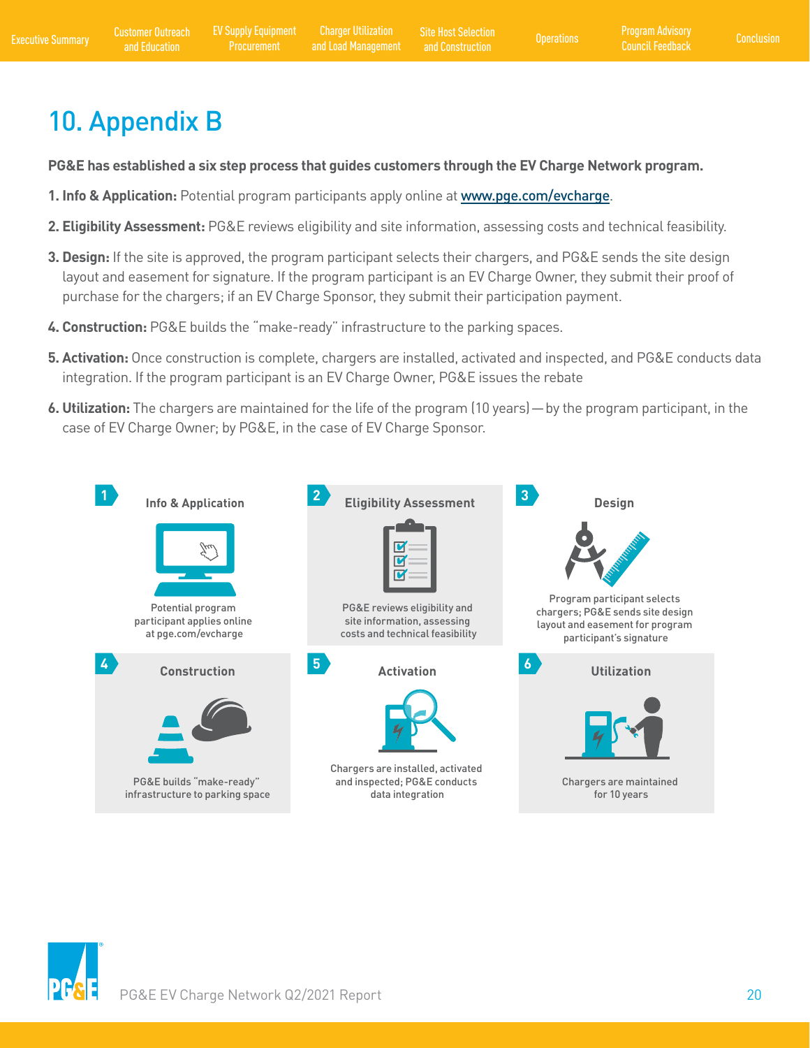# 10. Appendix B

**PG&E has established a six step process that guides customers through the EV Charge Network program.**

**1. Info & Application:** Potential program participants apply online at www.pge.com/evcharge.

**2. Eligibility Assessment:** PG&E reviews eligibility and site information, assessing costs and technical feasibility.

**3. Design:** If the site is approved, the program participant selects their chargers, and PG&E sends the site design layout and easement for signature. If the program participant is an EV Charge Owner, they submit their proof of purchase for the chargers; if an EV Charge Sponsor, they submit their participation payment.

**4. Construction:** PG&E builds the "make-ready" infrastructure to the parking spaces.

**5. Activation:** Once construction is complete, chargers are installed, activated and inspected, and PG&E conducts data integration. If the program participant is an EV Charge Owner, PG&E issues the rebate

**6. Utilization:** The chargers are maintained for the life of the program (10 years) — by the program participant, in the case of EV Charge Owner; by PG&E, in the case of EV Charge Sponsor.

**1 Info & Application**

Potential program participant applies online at pge.com/evcharge

**2 Eligibility Assessment**

PG&E reviews eligibility and site information, assessing costs and technical feasibility

**3 Design**

Program participant selects chargers; PG&E sends site design layout and easement for program participant's signature

**4 Construction**

PG&E builds "make-ready" infrastructure to parking space

**5 Activation**

Chargers are installed, activated and inspected; PG&E conducts data integration

**6 Utilization**

Chargers are maintained for 10 years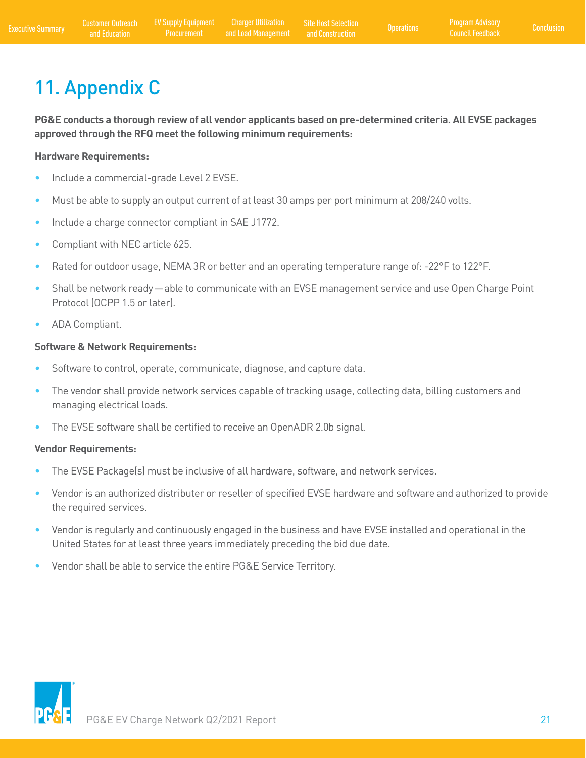# 11. Appendix C

**PG&E conducts a thorough review of all vendor applicants based on pre-determined criteria. All EVSE packages approved through the RFQ meet the following minimum requirements:**

**Hardware Requirements:**

- Include a commercial-grade Level 2 EVSE.
- Must be able to supply an output current of at least 30 amps per port minimum at 208/240 volts.
- Include a charge connector compliant in SAE J1772.
- Compliant with NEC article 625.
- Rated for outdoor usage, NEMA 3R or better and an operating temperature range of: -22°F to 122°F.
- Shall be network ready — able to communicate with an EVSE management service and use Open Charge Point Protocol (OCPP 1.5 or later).
- ADA Compliant.

**Software & Network Requirements:**

- Software to control, operate, communicate, diagnose, and capture data.
- The vendor shall provide network services capable of tracking usage, collecting data, billing customers and managing electrical loads.
- The EVSE software shall be certified to receive an OpenADR 2.0b signal.

**Vendor Requirements:**

- The EVSE Package(s) must be inclusive of all hardware, software, and network services.
- Vendor is an authorized distributer or reseller of specified EVSE hardware and software and authorized to provide the required services.
- Vendor is regularly and continuously engaged in the business and have EVSE installed and operational in the United States for at least three years immediately preceding the bid due date.
- Vendor shall be able to service the entire PG&E Service Territory.